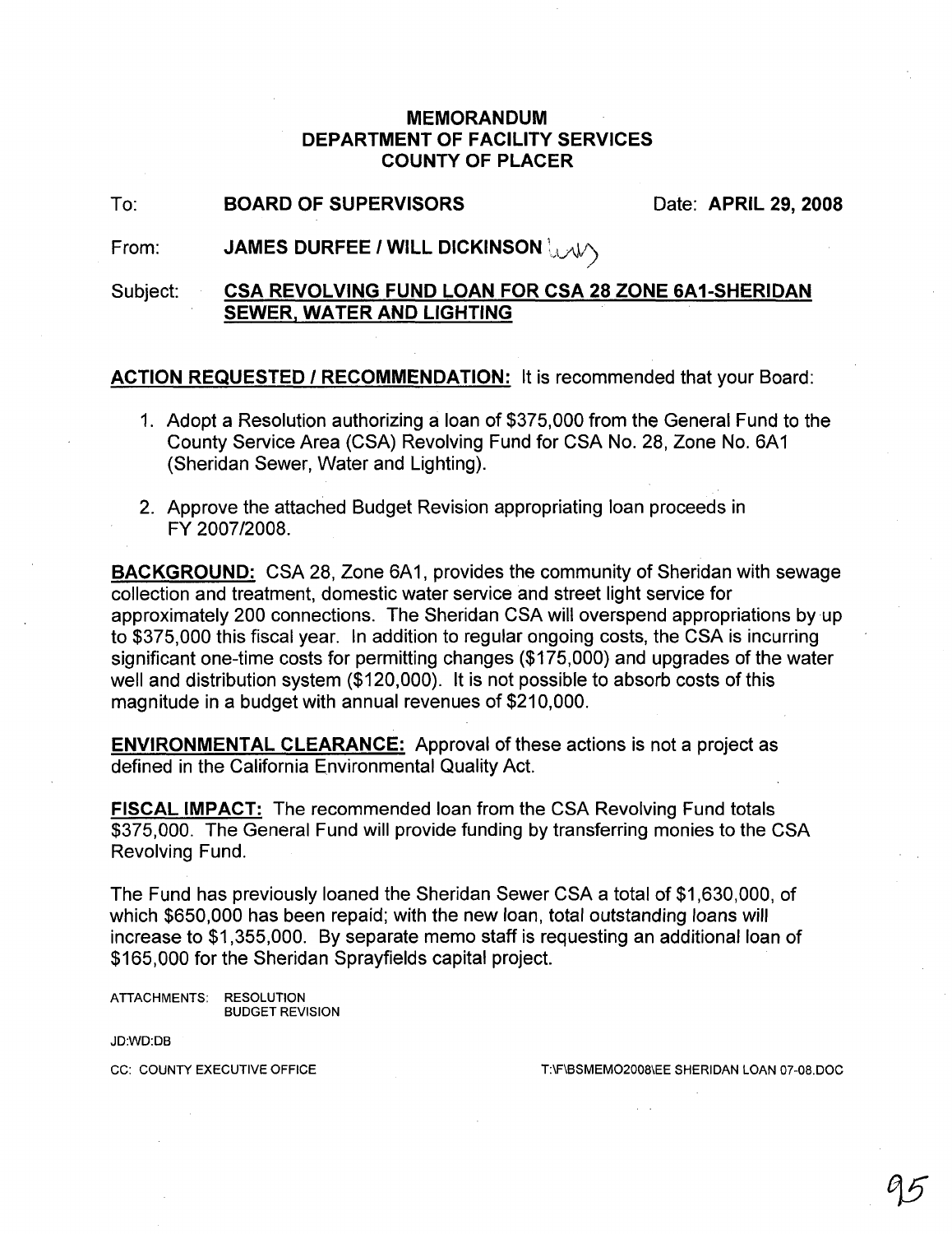# MEMORANDUM
## DEPARTMENT OF FACILITY SERVICES
## COUNTY OF PLACER

To: **BOARD OF SUPERVISORS** Date: **APRIL 29, 2008**

From: **JAMES DURFEE / WILL DICKINSON**

Subject: **CSA REVOLVING FUND LOAN FOR CSA 28 ZONE 6A1-SHERIDAN SEWER, WATER AND LIGHTING**

**ACTION REQUESTED / RECOMMENDATION:** It is recommended that your Board:

1. Adopt a Resolution authorizing a loan of $375,000 from the General Fund to the County Service Area (CSA) Revolving Fund for CSA No. 28, Zone No. 6A1 (Sheridan Sewer, Water and Lighting).

2. Approve the attached Budget Revision appropriating loan proceeds in FY 2007/2008.

**BACKGROUND:** CSA 28, Zone 6A1, provides the community of Sheridan with sewage collection and treatment, domestic water service and street light service for approximately 200 connections. The Sheridan CSA will overspend appropriations by up to $375,000 this fiscal year. In addition to regular ongoing costs, the CSA is incurring significant one-time costs for permitting changes ($175,000) and upgrades of the water well and distribution system ($120,000). It is not possible to absorb costs of this magnitude in a budget with annual revenues of $210,000.

**ENVIRONMENTAL CLEARANCE:** Approval of these actions is not a project as defined in the California Environmental Quality Act.

**FISCAL IMPACT:** The recommended loan from the CSA Revolving Fund totals $375,000. The General Fund will provide funding by transferring monies to the CSA Revolving Fund.

The Fund has previously loaned the Sheridan Sewer CSA a total of $1,630,000, of which $650,000 has been repaid; with the new loan, total outstanding loans will increase to $1,355,000. By separate memo staff is requesting an additional loan of $165,000 for the Sheridan Sprayfields capital project.

ATTACHMENTS: RESOLUTION
BUDGET REVISION

JD:WD:DB

CC: COUNTY EXECUTIVE OFFICE

T:\F\BSMEMO2008\EE SHERIDAN LOAN 07-08.DOC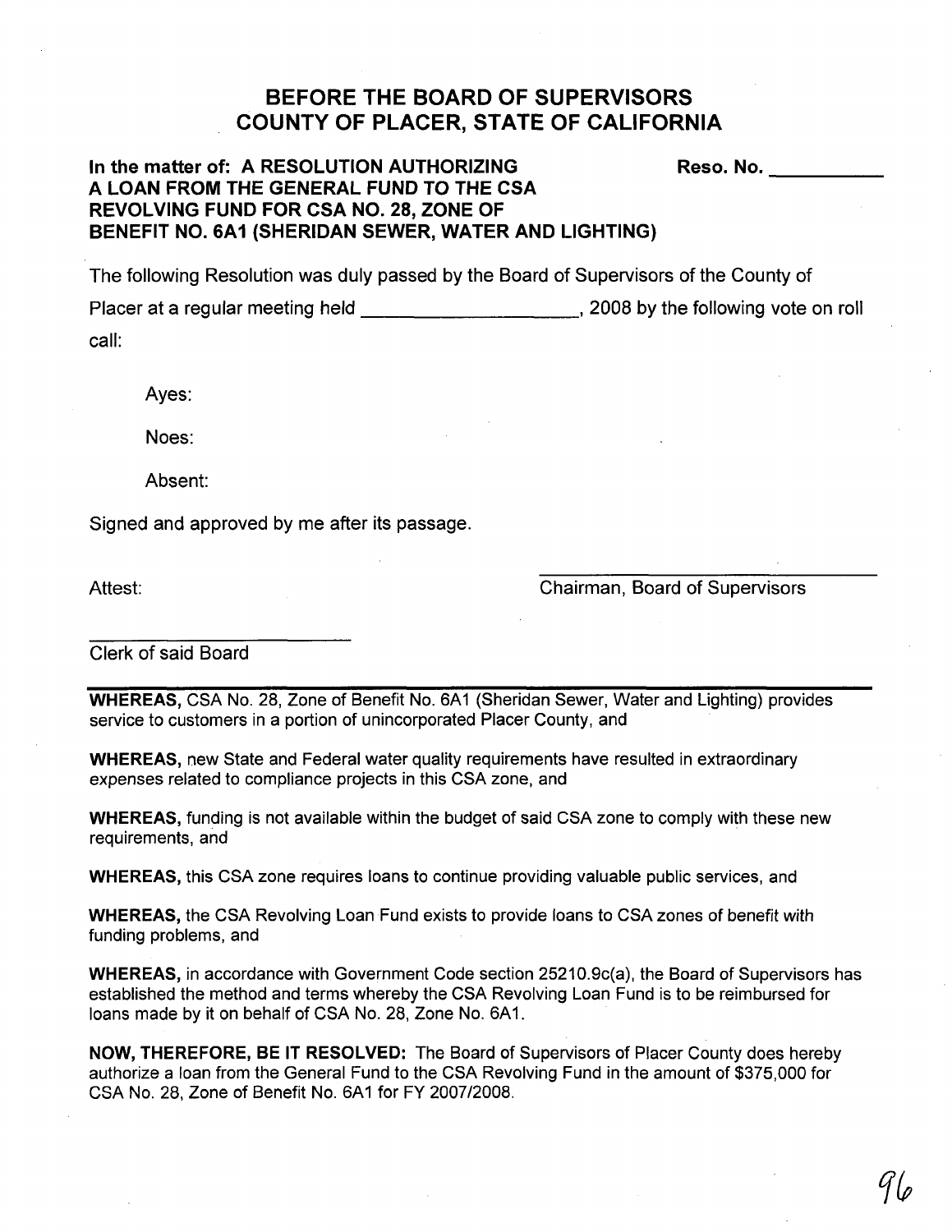# BEFORE THE BOARD OF SUPERVISORS
# COUNTY OF PLACER, STATE OF CALIFORNIA

**In the matter of: A RESOLUTION AUTHORIZING A LOAN FROM THE GENERAL FUND TO THE CSA REVOLVING FUND FOR CSA NO. 28, ZONE OF BENEFIT NO. 6A1 (SHERIDAN SEWER, WATER AND LIGHTING)**

**Reso. No. __________**

The following Resolution was duly passed by the Board of Supervisors of the County of Placer at a regular meeting held ____________________, 2008 by the following vote on roll call:

Ayes:

Noes:

Absent:

Signed and approved by me after its passage.

Attest:

______________________________
Chairman, Board of Supervisors

______________________
Clerk of said Board

---

**WHEREAS,** CSA No. 28, Zone of Benefit No. 6A1 (Sheridan Sewer, Water and Lighting) provides service to customers in a portion of unincorporated Placer County, and

**WHEREAS,** new State and Federal water quality requirements have resulted in extraordinary expenses related to compliance projects in this CSA zone, and

**WHEREAS,** funding is not available within the budget of said CSA zone to comply with these new requirements, and

**WHEREAS,** this CSA zone requires loans to continue providing valuable public services, and

**WHEREAS,** the CSA Revolving Loan Fund exists to provide loans to CSA zones of benefit with funding problems, and

**WHEREAS,** in accordance with Government Code section 25210.9c(a), the Board of Supervisors has established the method and terms whereby the CSA Revolving Loan Fund is to be reimbursed for loans made by it on behalf of CSA No. 28, Zone No. 6A1.

**NOW, THEREFORE, BE IT RESOLVED:** The Board of Supervisors of Placer County does hereby authorize a loan from the General Fund to the CSA Revolving Fund in the amount of $375,000 for CSA No. 28, Zone of Benefit No. 6A1 for FY 2007/2008.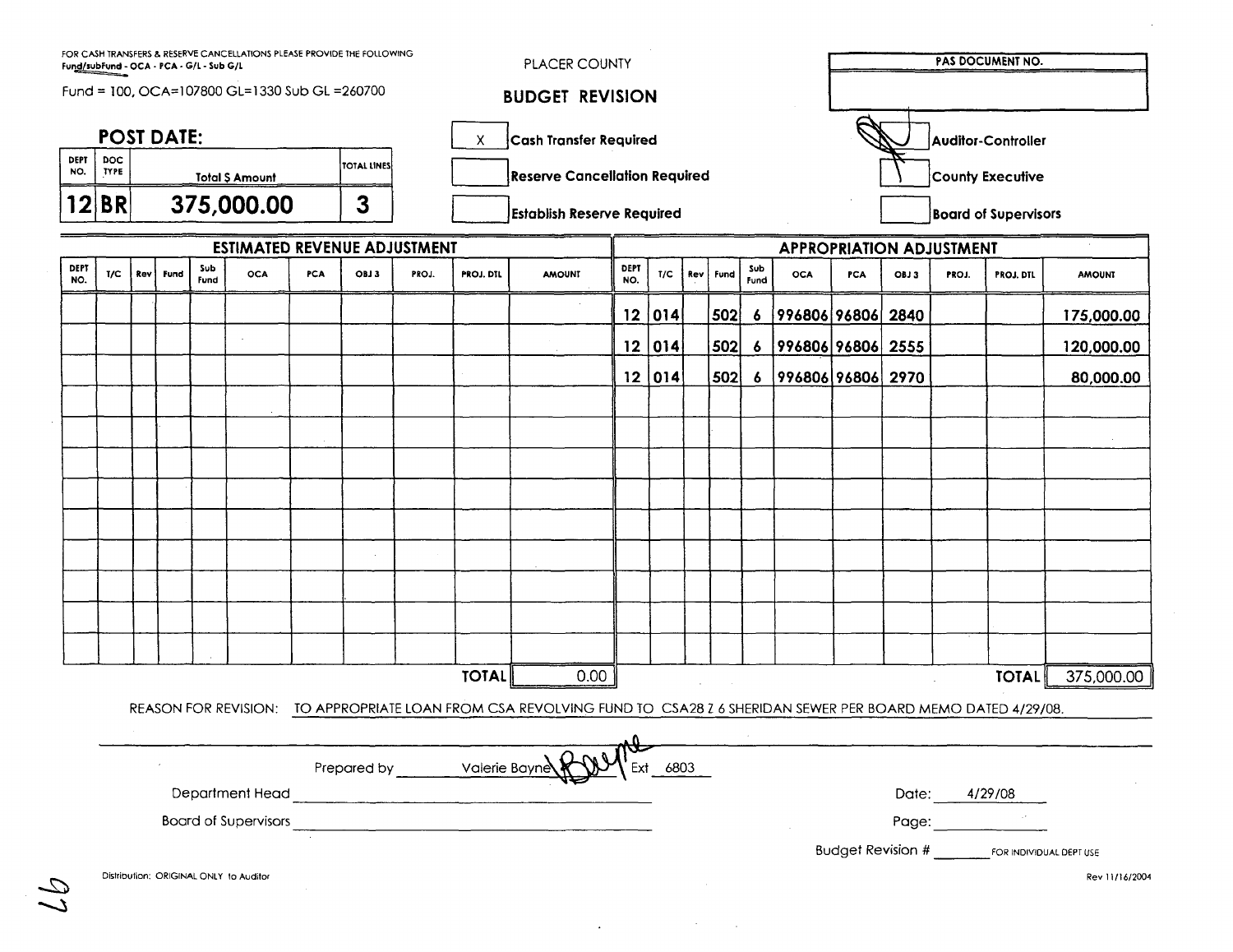FOR CASH TRANSFERS & RESERVE CANCELLATIONS PLEASE PROVIDE THE FOLLOWING
Fund/subFund - OCA - PCA - G/L - Sub G/L

Fund = 100, OCA=107800 GL=1330 Sub GL =260700

PLACER COUNTY

## BUDGET REVISION

| PAS DOCUMENT NO. |
|---|
| |

## POST DATE:

| DEPT NO. | DOC TYPE | Total $ Amount | TOTAL LINES |
|---|---|---|---|
| 12 | BR | 375,000.00 | 3 |

- [X] Cash Transfer Required
- [ ] Reserve Cancellation Required
- [ ] Establish Reserve Required

- [X] Auditor-Controller
- [ ] County Executive
- [ ] Board of Supervisors

| ESTIMATED REVENUE ADJUSTMENT | | | | | | | | | | | APPROPRIATION ADJUSTMENT | | | | | | | | | | |
|---|---|---|---|---|---|---|---|---|---|---|---|---|---|---|---|---|---|---|---|---|---|
| DEPT NO. | T/C | Rev | Fund | Sub Fund | OCA | PCA | OBJ 3 | PROJ. | PROJ. DTL | AMOUNT | DEPT NO. | T/C | Rev | Fund | Sub Fund | OCA | PCA | OBJ 3 | PROJ. | PROJ. DTL | AMOUNT |
| | | | | | | | | | | | 12 | 014 | | 502 | 6 | 996806 | 96806 | 2840 | | | 175,000.00 |
| | | | | | | | | | | | 12 | 014 | | 502 | 6 | 996806 | 96806 | 2555 | | | 120,000.00 |
| | | | | | | | | | | | 12 | 014 | | 502 | 6 | 996806 | 96806 | 2970 | | | 80,000.00 |
| | | | | | | | | | TOTAL | 0.00 | | | | | | | | | | TOTAL | 375,000.00 |

REASON FOR REVISION: TO APPROPRIATE LOAN FROM CSA REVOLVING FUND TO CSA28 Z 6 SHERIDAN SEWER PER BOARD MEMO DATED 4/29/08.

Prepared by Valerie Bayne Ext 6803

Department Head ______________________ Date: 4/29/08

Board of Supervisors ______________________ Page: ________

Budget Revision # ________ FOR INDIVIDUAL DEPT USE

Distribution: ORIGINAL ONLY to Auditor

Rev 11/16/2004